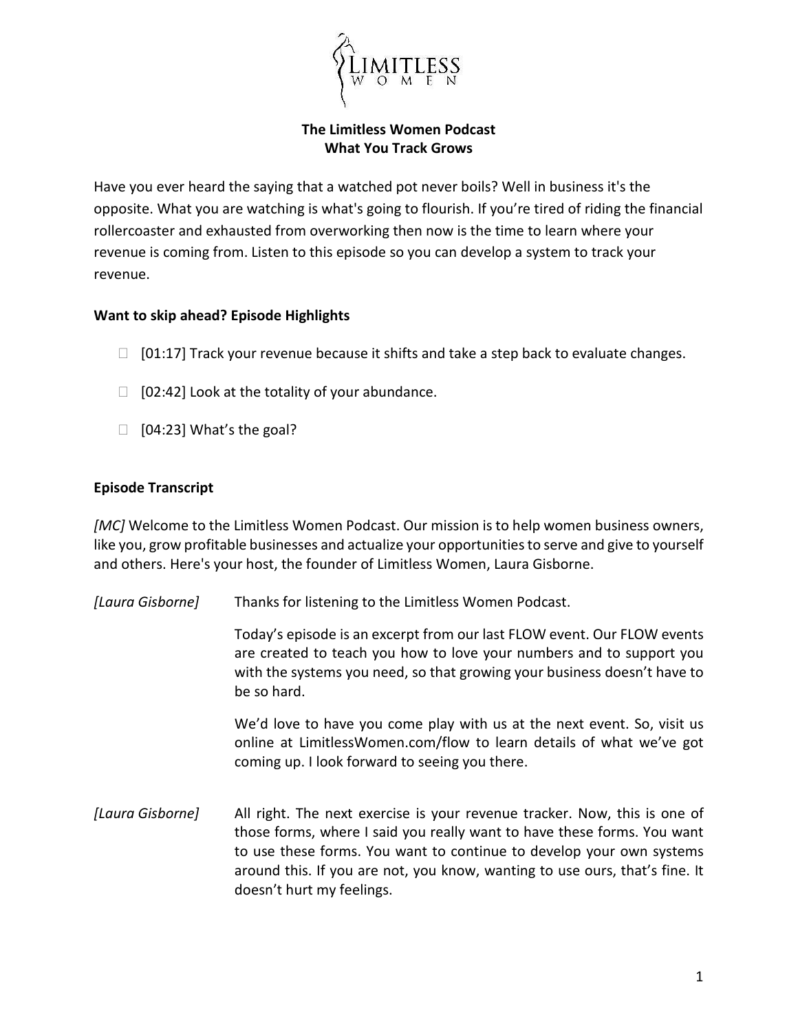**The Limitless Women Podcast**
**What You Track Grows**

Have you ever heard the saying that a watched pot never boils? Well in business it's the opposite. What you are watching is what's going to flourish. If you're tired of riding the financial rollercoaster and exhausted from overworking then now is the time to learn where your revenue is coming from. Listen to this episode so you can develop a system to track your revenue.

**Want to skip ahead? Episode Highlights**

- [01:17] Track your revenue because it shifts and take a step back to evaluate changes.
- [02:42] Look at the totality of your abundance.
- [04:23] What's the goal?

**Episode Transcript**

*[MC]* Welcome to the Limitless Women Podcast. Our mission is to help women business owners, like you, grow profitable businesses and actualize your opportunities to serve and give to yourself and others. Here's your host, the founder of Limitless Women, Laura Gisborne.

*[Laura Gisborne]* Thanks for listening to the Limitless Women Podcast.

Today's episode is an excerpt from our last FLOW event. Our FLOW events are created to teach you how to love your numbers and to support you with the systems you need, so that growing your business doesn't have to be so hard.

We'd love to have you come play with us at the next event. So, visit us online at LimitlessWomen.com/flow to learn details of what we've got coming up. I look forward to seeing you there.

*[Laura Gisborne]* All right. The next exercise is your revenue tracker. Now, this is one of those forms, where I said you really want to have these forms. You want to use these forms. You want to continue to develop your own systems around this. If you are not, you know, wanting to use ours, that's fine. It doesn't hurt my feelings.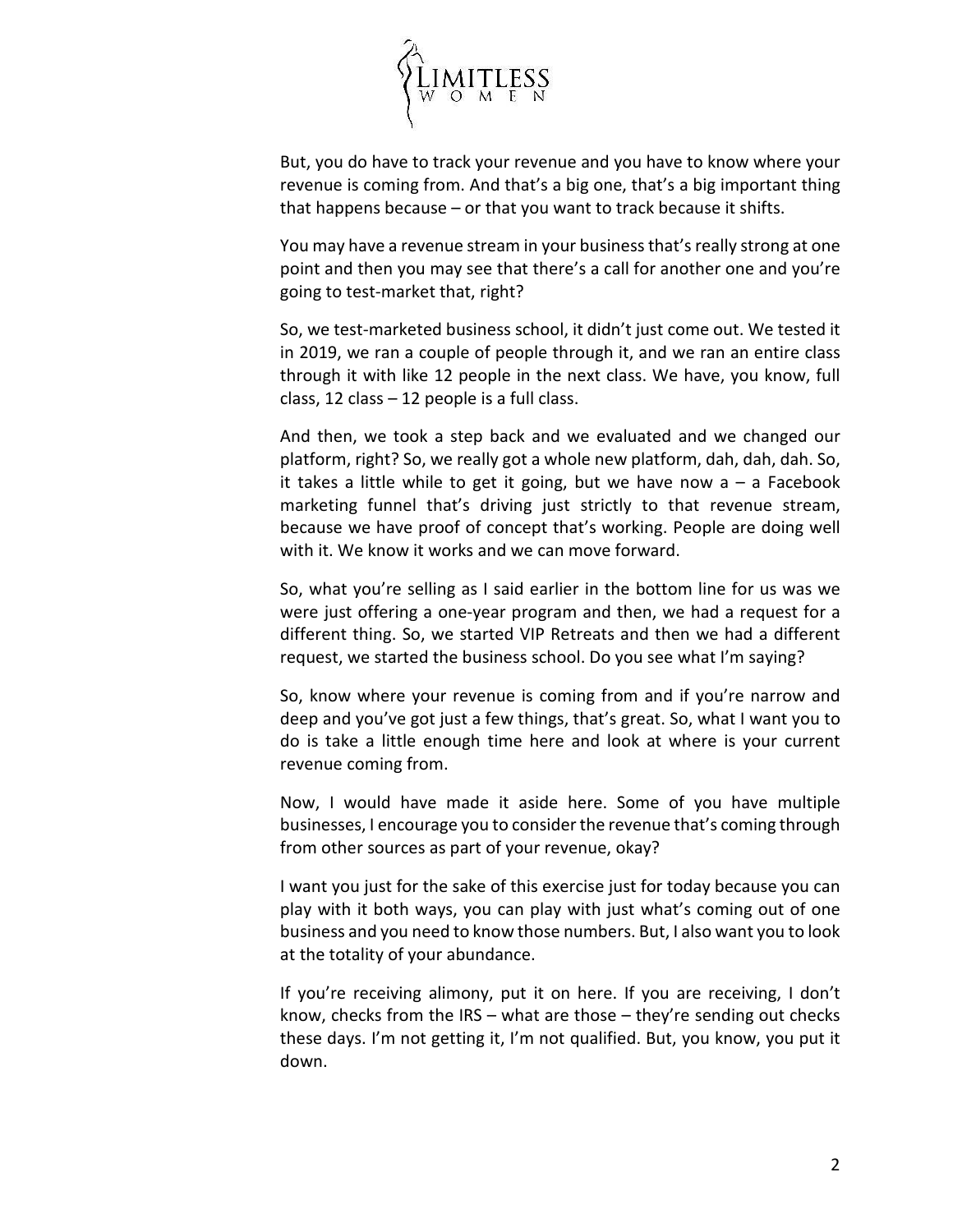But, you do have to track your revenue and you have to know where your revenue is coming from. And that's a big one, that's a big important thing that happens because – or that you want to track because it shifts.

You may have a revenue stream in your business that's really strong at one point and then you may see that there's a call for another one and you're going to test-market that, right?

So, we test-marketed business school, it didn't just come out. We tested it in 2019, we ran a couple of people through it, and we ran an entire class through it with like 12 people in the next class. We have, you know, full class, 12 class – 12 people is a full class.

And then, we took a step back and we evaluated and we changed our platform, right? So, we really got a whole new platform, dah, dah, dah. So, it takes a little while to get it going, but we have now a – a Facebook marketing funnel that's driving just strictly to that revenue stream, because we have proof of concept that's working. People are doing well with it. We know it works and we can move forward.

So, what you're selling as I said earlier in the bottom line for us was we were just offering a one-year program and then, we had a request for a different thing. So, we started VIP Retreats and then we had a different request, we started the business school. Do you see what I'm saying?

So, know where your revenue is coming from and if you're narrow and deep and you've got just a few things, that's great. So, what I want you to do is take a little enough time here and look at where is your current revenue coming from.

Now, I would have made it aside here. Some of you have multiple businesses, I encourage you to consider the revenue that's coming through from other sources as part of your revenue, okay?

I want you just for the sake of this exercise just for today because you can play with it both ways, you can play with just what's coming out of one business and you need to know those numbers. But, I also want you to look at the totality of your abundance.

If you're receiving alimony, put it on here. If you are receiving, I don't know, checks from the IRS – what are those – they're sending out checks these days. I'm not getting it, I'm not qualified. But, you know, you put it down.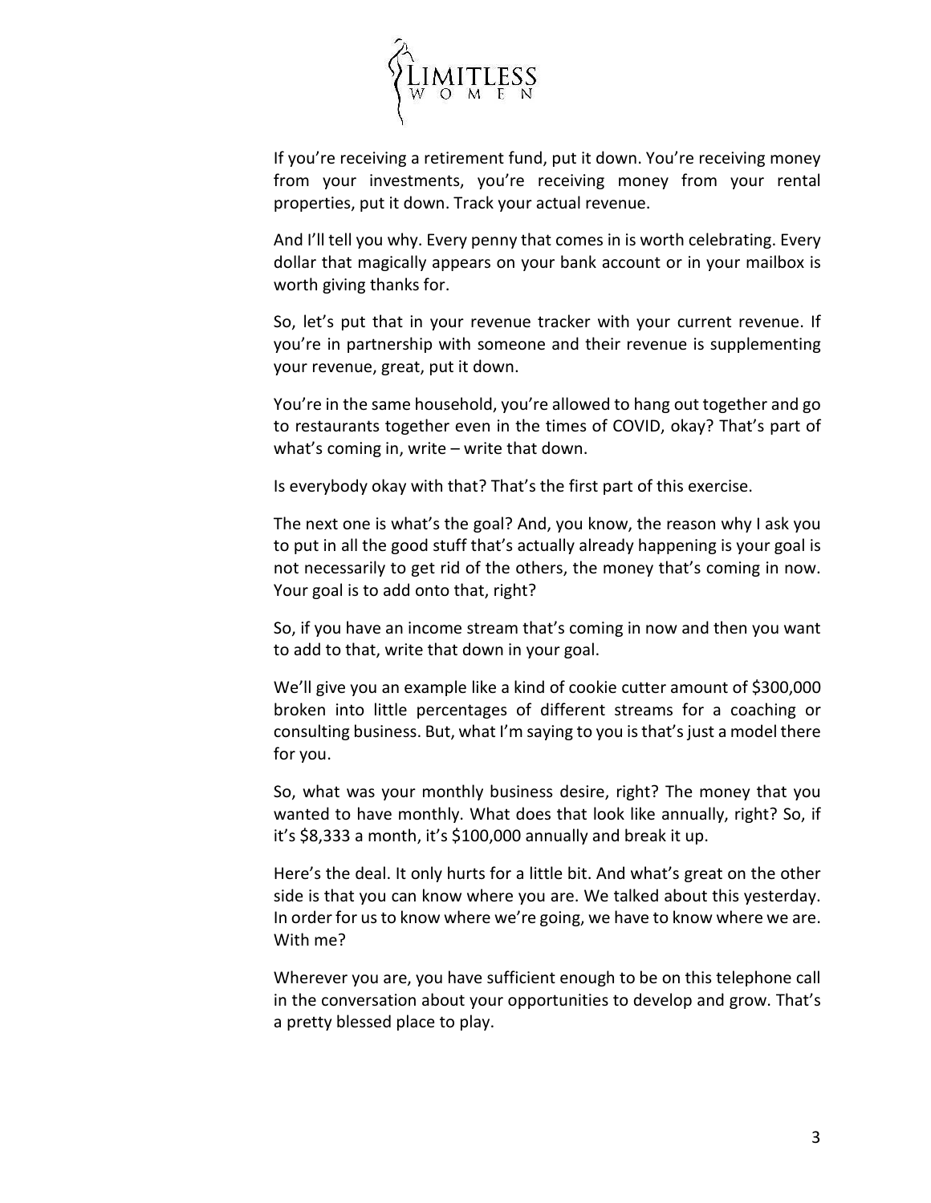If you're receiving a retirement fund, put it down. You're receiving money from your investments, you're receiving money from your rental properties, put it down. Track your actual revenue.

And I'll tell you why. Every penny that comes in is worth celebrating. Every dollar that magically appears on your bank account or in your mailbox is worth giving thanks for.

So, let's put that in your revenue tracker with your current revenue. If you're in partnership with someone and their revenue is supplementing your revenue, great, put it down.

You're in the same household, you're allowed to hang out together and go to restaurants together even in the times of COVID, okay? That's part of what's coming in, write – write that down.

Is everybody okay with that? That's the first part of this exercise.

The next one is what's the goal? And, you know, the reason why I ask you to put in all the good stuff that's actually already happening is your goal is not necessarily to get rid of the others, the money that's coming in now. Your goal is to add onto that, right?

So, if you have an income stream that's coming in now and then you want to add to that, write that down in your goal.

We'll give you an example like a kind of cookie cutter amount of $300,000 broken into little percentages of different streams for a coaching or consulting business. But, what I'm saying to you is that's just a model there for you.

So, what was your monthly business desire, right? The money that you wanted to have monthly. What does that look like annually, right? So, if it's $8,333 a month, it's $100,000 annually and break it up.

Here's the deal. It only hurts for a little bit. And what's great on the other side is that you can know where you are. We talked about this yesterday. In order for us to know where we're going, we have to know where we are. With me?

Wherever you are, you have sufficient enough to be on this telephone call in the conversation about your opportunities to develop and grow. That's a pretty blessed place to play.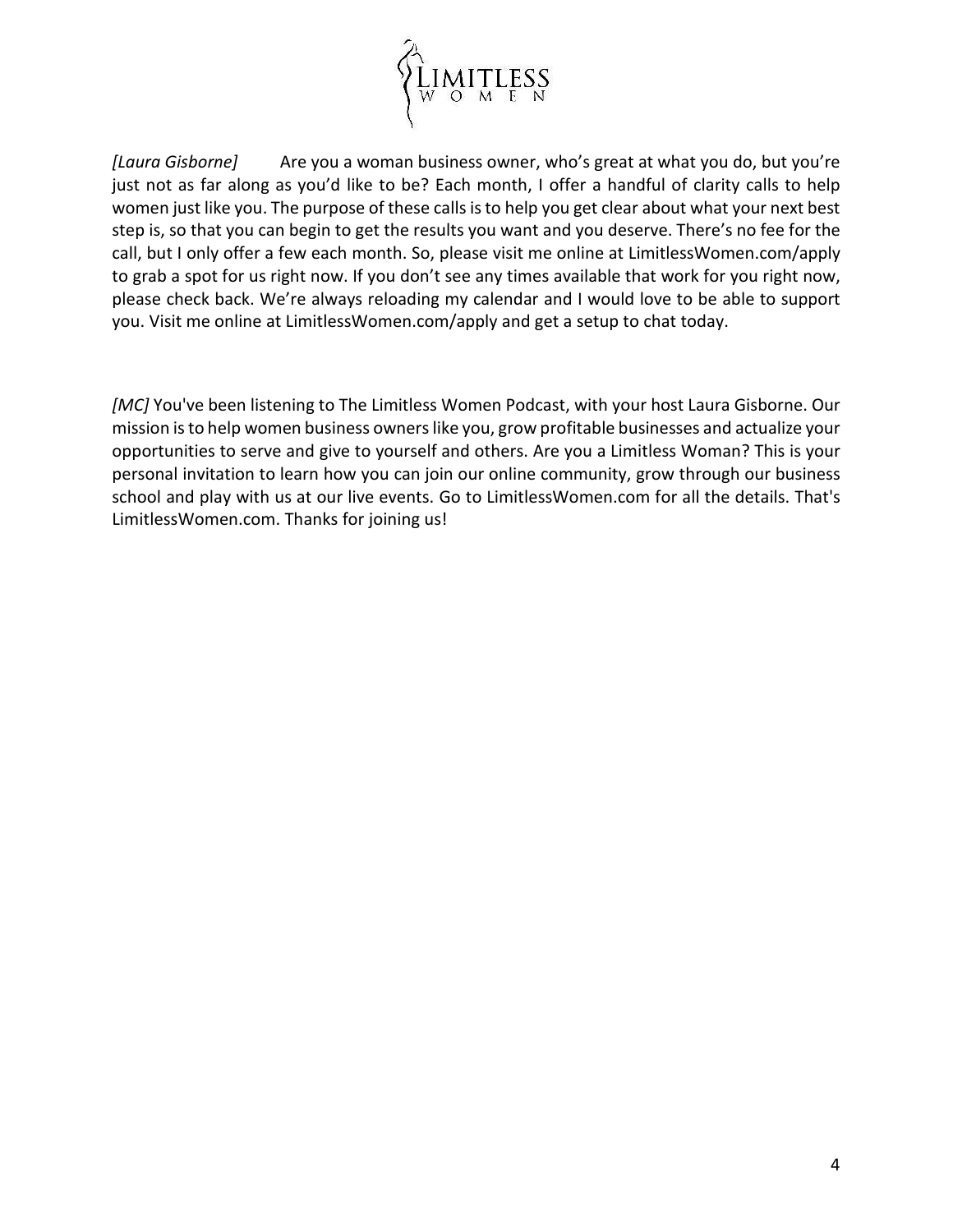*[Laura Gisborne]* Are you a woman business owner, who's great at what you do, but you're just not as far along as you'd like to be? Each month, I offer a handful of clarity calls to help women just like you. The purpose of these calls is to help you get clear about what your next best step is, so that you can begin to get the results you want and you deserve. There's no fee for the call, but I only offer a few each month. So, please visit me online at LimitlessWomen.com/apply to grab a spot for us right now. If you don't see any times available that work for you right now, please check back. We're always reloading my calendar and I would love to be able to support you. Visit me online at LimitlessWomen.com/apply and get a setup to chat today.

*[MC]* You've been listening to The Limitless Women Podcast, with your host Laura Gisborne. Our mission is to help women business owners like you, grow profitable businesses and actualize your opportunities to serve and give to yourself and others. Are you a Limitless Woman? This is your personal invitation to learn how you can join our online community, grow through our business school and play with us at our live events. Go to LimitlessWomen.com for all the details. That's LimitlessWomen.com. Thanks for joining us!